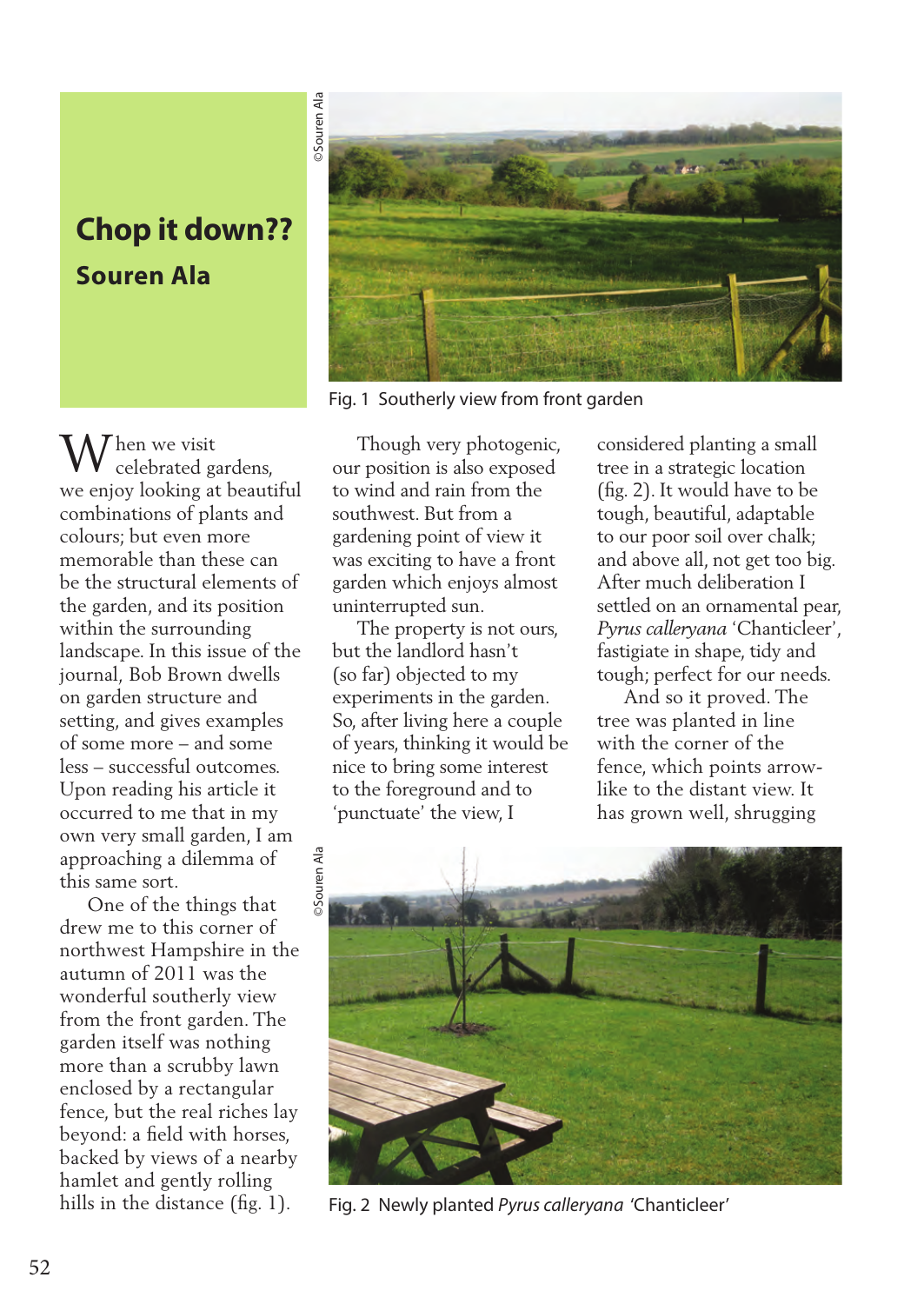# Chop it down??

## Souren Ala

Fig. 1 Southerly view from front garden

When we visit celebrated gardens, we enjoy looking at beautiful combinations of plants and colours; but even more memorable than these can be the structural elements of the garden, and its position within the surrounding landscape. In this issue of the journal, Bob Brown dwells on garden structure and setting, and gives examples of some more – and some less – successful outcomes. Upon reading his article it occurred to me that in my own very small garden, I am approaching a dilemma of this same sort.

One of the things that drew me to this corner of northwest Hampshire in the autumn of 2011 was the wonderful southerly view from the front garden. The garden itself was nothing more than a scrubby lawn enclosed by a rectangular fence, but the real riches lay beyond: a field with horses, backed by views of a nearby hamlet and gently rolling hills in the distance (fig. 1).

Though very photogenic, our position is also exposed to wind and rain from the southwest. But from a gardening point of view it was exciting to have a front garden which enjoys almost uninterrupted sun.

The property is not ours, but the landlord hasn't (so far) objected to my experiments in the garden. So, after living here a couple of years, thinking it would be nice to bring some interest to the foreground and to 'punctuate' the view, I considered planting a small tree in a strategic location (fig. 2). It would have to be tough, beautiful, adaptable to our poor soil over chalk; and above all, not get too big. After much deliberation I settled on an ornamental pear, *Pyrus calleryana* 'Chanticleer', fastigiate in shape, tidy and tough; perfect for our needs.

And so it proved. The tree was planted in line with the corner of the fence, which points arrow-like to the distant view. It has grown well, shrugging

Fig. 2 Newly planted *Pyrus calleryana* 'Chanticleer'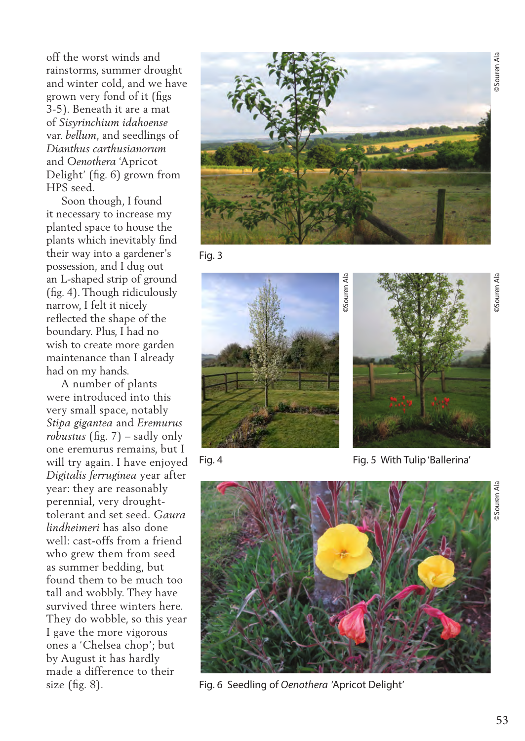off the worst winds and rainstorms, summer drought and winter cold, and we have grown very fond of it (figs 3-5). Beneath it are a mat of *Sisyrinchium idahoense* var. *bellum*, and seedlings of *Dianthus carthusianorum* and *Oenothera* 'Apricot Delight' (fig. 6) grown from HPS seed.

Soon though, I found it necessary to increase my planted space to house the plants which inevitably find their way into a gardener's possession, and I dug out an L-shaped strip of ground (fig. 4). Though ridiculously narrow, I felt it nicely reflected the shape of the boundary. Plus, I had no wish to create more garden maintenance than I already had on my hands.

A number of plants were introduced into this very small space, notably *Stipa gigantea* and *Eremurus robustus* (fig. 7) – sadly only one eremurus remains, but I will try again. I have enjoyed *Digitalis ferruginea* year after year: they are reasonably perennial, very drought-tolerant and set seed. *Gaura lindheimeri* has also done well: cast-offs from a friend who grew them from seed as summer bedding, but found them to be much too tall and wobbly. They have survived three winters here. They do wobble, so this year I gave the more vigorous ones a 'Chelsea chop'; but by August it has hardly made a difference to their size (fig. 8).

Fig. 3

Fig. 4

Fig. 5 With Tulip 'Ballerina'

Fig. 6 Seedling of *Oenothera* 'Apricot Delight'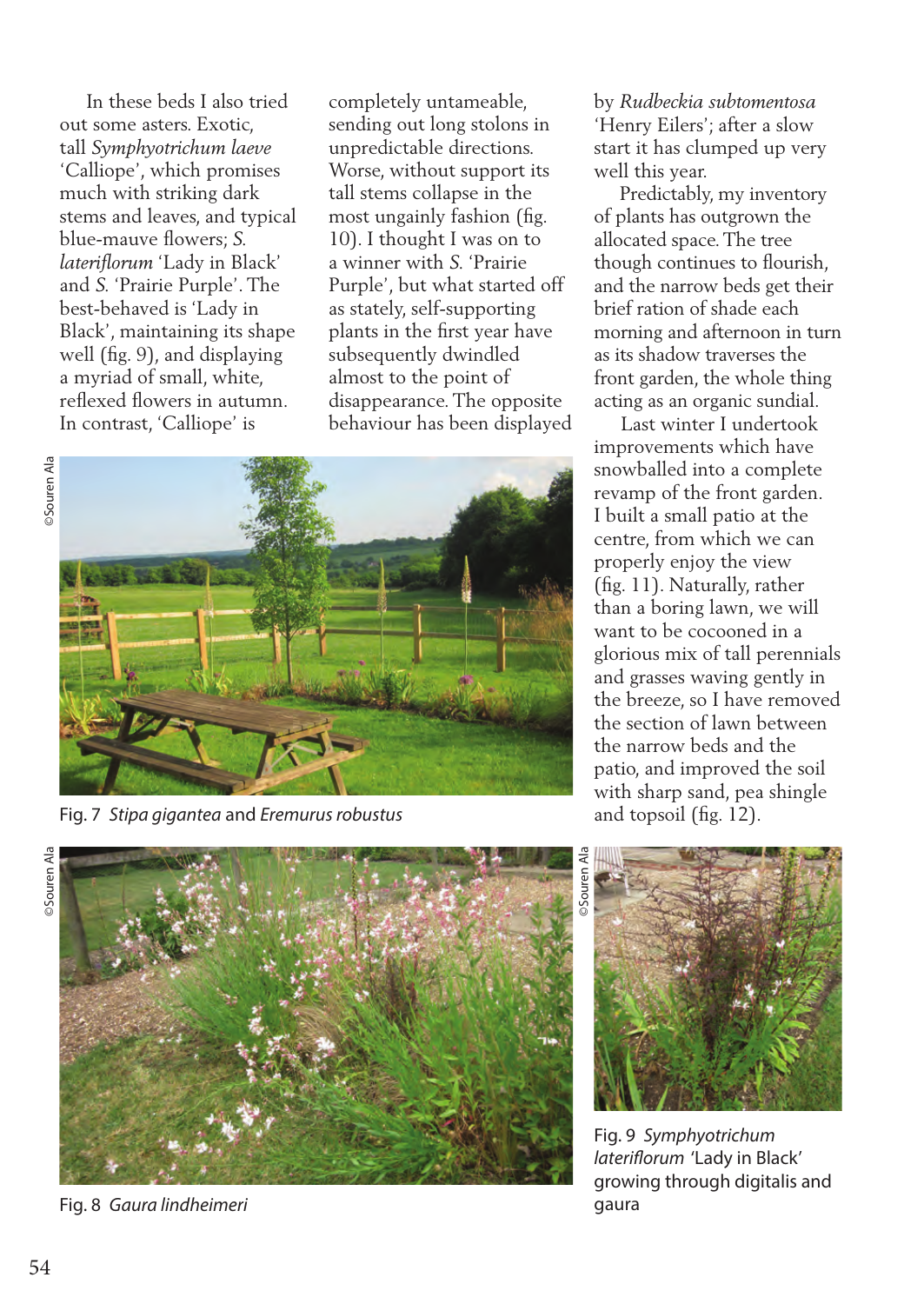In these beds I also tried out some asters. Exotic, tall *Symphyotrichum laeve* 'Calliope', which promises much with striking dark stems and leaves, and typical blue-mauve flowers; *S. lateriflorum* 'Lady in Black' and *S.* 'Prairie Purple'. The best-behaved is 'Lady in Black', maintaining its shape well (fig. 9), and displaying a myriad of small, white, reflexed flowers in autumn. In contrast, 'Calliope' is completely untameable, sending out long stolons in unpredictable directions. Worse, without support its tall stems collapse in the most ungainly fashion (fig. 10). I thought I was on to a winner with *S.* 'Prairie Purple', but what started off as stately, self-supporting plants in the first year have subsequently dwindled almost to the point of disappearance. The opposite behaviour has been displayed by *Rudbeckia subtomentosa* 'Henry Eilers'; after a slow start it has clumped up very well this year.

Predictably, my inventory of plants has outgrown the allocated space. The tree though continues to flourish, and the narrow beds get their brief ration of shade each morning and afternoon in turn as its shadow traverses the front garden, the whole thing acting as an organic sundial.

Last winter I undertook improvements which have snowballed into a complete revamp of the front garden. I built a small patio at the centre, from which we can properly enjoy the view (fig. 11). Naturally, rather than a boring lawn, we will want to be cocooned in a glorious mix of tall perennials and grasses waving gently in the breeze, so I have removed the section of lawn between the narrow beds and the patio, and improved the soil with sharp sand, pea shingle and topsoil (fig. 12).

©Souren Ala

Fig. 7 *Stipa gigantea* and *Eremurus robustus*

©Souren Ala

Fig. 8 *Gaura lindheimeri*

©Souren Ala

Fig. 9 *Symphyotrichum lateriflorum* 'Lady in Black' growing through digitalis and gaura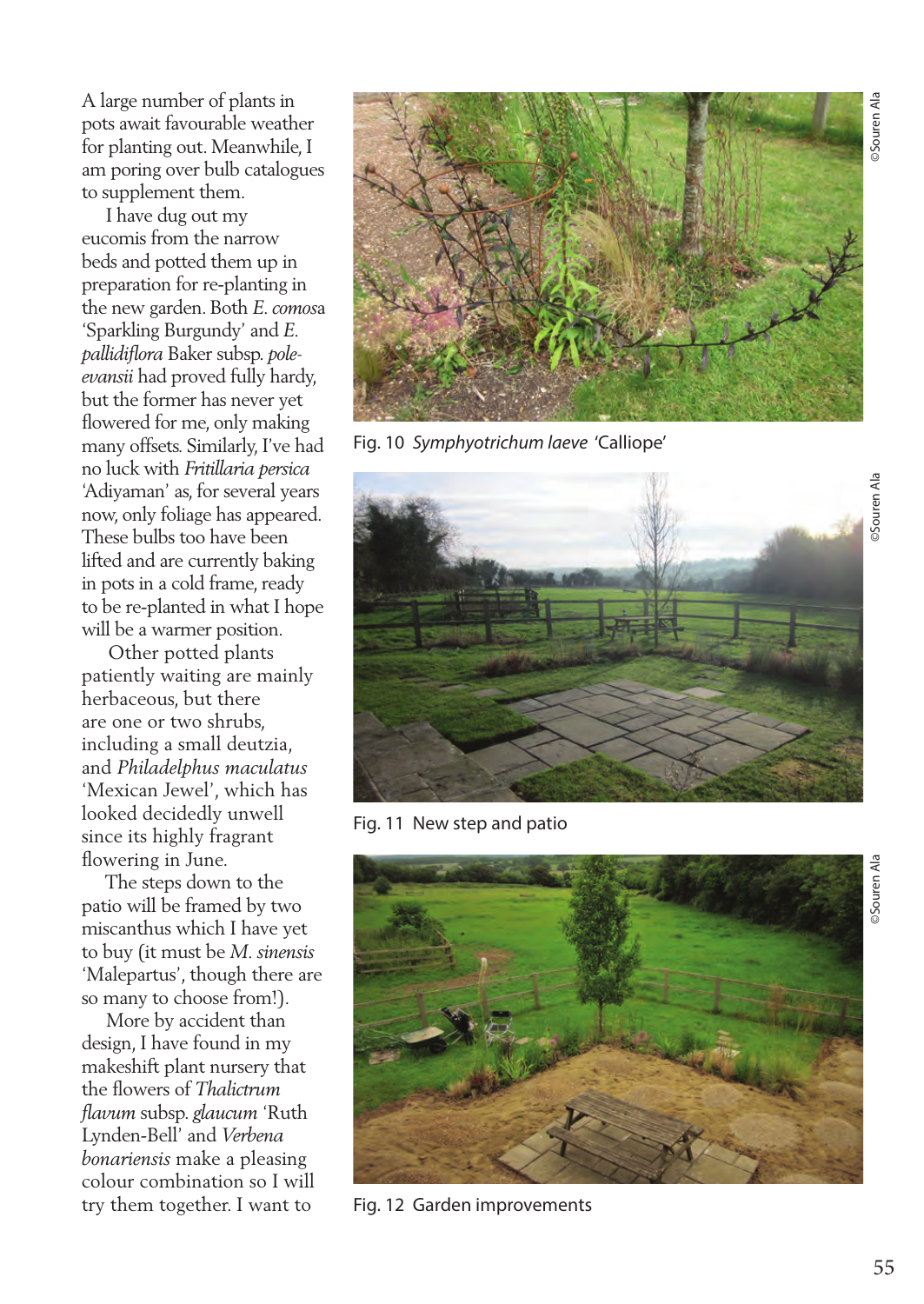A large number of plants in pots await favourable weather for planting out. Meanwhile, I am poring over bulb catalogues to supplement them.

I have dug out my eucomis from the narrow beds and potted them up in preparation for re-planting in the new garden. Both *E. comosa* 'Sparkling Burgundy' and *E. pallidiflora* Baker subsp. *pole-evansii* had proved fully hardy, but the former has never yet flowered for me, only making many offsets. Similarly, I've had no luck with *Fritillaria persica* 'Adiyaman' as, for several years now, only foliage has appeared. These bulbs too have been lifted and are currently baking in pots in a cold frame, ready to be re-planted in what I hope will be a warmer position.

Other potted plants patiently waiting are mainly herbaceous, but there are one or two shrubs, including a small deutzia, and *Philadelphus maculatus* 'Mexican Jewel', which has looked decidedly unwell since its highly fragrant flowering in June.

The steps down to the patio will be framed by two miscanthus which I have yet to buy (it must be *M. sinensis* 'Malepartus', though there are so many to choose from!).

More by accident than design, I have found in my makeshift plant nursery that the flowers of *Thalictrum flavum* subsp. *glaucum* 'Ruth Lynden-Bell' and *Verbena bonariensis* make a pleasing colour combination so I will try them together. I want to

Fig. 10 *Symphyotrichum laeve* 'Calliope'

©Souren Ala

Fig. 11 New step and patio

©Souren Ala

Fig. 12 Garden improvements

©Souren Ala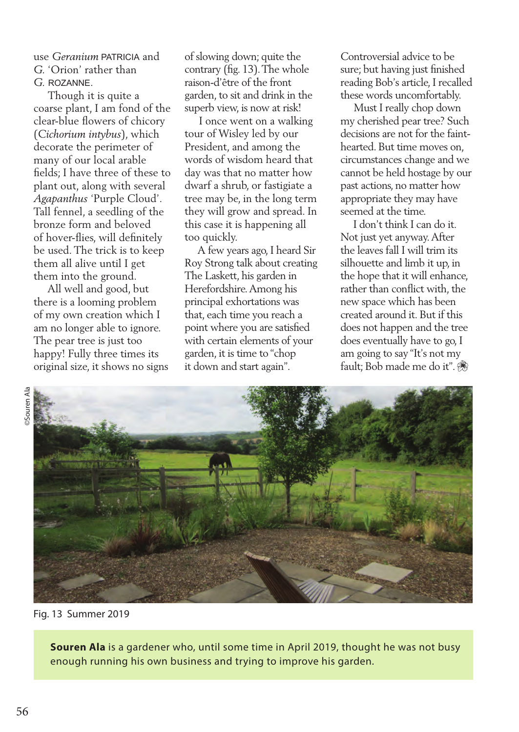use *Geranium* PATRICIA and *G.* 'Orion' rather than *G.* ROZANNE.

Though it is quite a coarse plant, I am fond of the clear-blue flowers of chicory (*Cichorium intybus*), which decorate the perimeter of many of our local arable fields; I have three of these to plant out, along with several *Agapanthus* 'Purple Cloud'. Tall fennel, a seedling of the bronze form and beloved of hover-flies, will definitely be used. The trick is to keep them all alive until I get them into the ground.

All well and good, but there is a looming problem of my own creation which I am no longer able to ignore. The pear tree is just too happy! Fully three times its original size, it shows no signs of slowing down; quite the contrary (fig. 13). The whole raison-d'être of the front garden, to sit and drink in the superb view, is now at risk!

I once went on a walking tour of Wisley led by our President, and among the words of wisdom heard that day was that no matter how dwarf a shrub, or fastigiate a tree may be, in the long term they will grow and spread. In this case it is happening all too quickly.

A few years ago, I heard Sir Roy Strong talk about creating The Laskett, his garden in Herefordshire. Among his principal exhortations was that, each time you reach a point where you are satisfied with certain elements of your garden, it is time to "chop it down and start again".

Controversial advice to be sure; but having just finished reading Bob's article, I recalled these words uncomfortably.

Must I really chop down my cherished pear tree? Such decisions are not for the faint-hearted. But time moves on, circumstances change and we cannot be held hostage by our past actions, no matter how appropriate they may have seemed at the time.

I don't think I can do it. Not just yet anyway. After the leaves fall I will trim its silhouette and limb it up, in the hope that it will enhance, rather than conflict with, the new space which has been created around it. But if this does not happen and the tree does eventually have to go, I am going to say "It's not my fault; Bob made me do it".

©Souren Ala

Fig. 13 Summer 2019

**Souren Ala** is a gardener who, until some time in April 2019, thought he was not busy enough running his own business and trying to improve his garden.